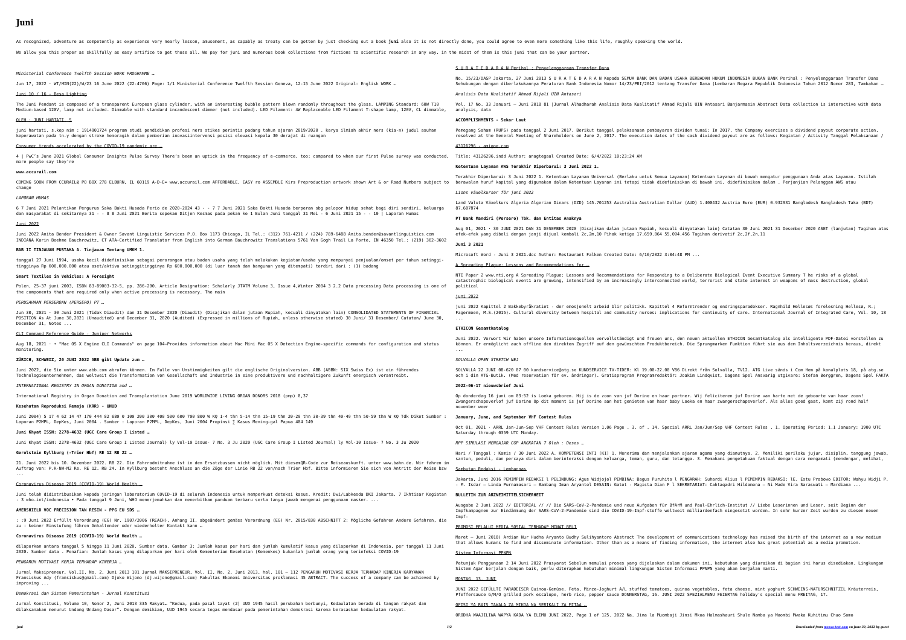# Juni

As recognized, adventure as competently as experience very nearly lesson, amusement, as capably as treaty can be gotten by just checking out a book **juni** also it is not directly done, you could agree to even more something like this life, roughly speaking the world.

We allow you this proper as skillfully as easy artifice to get those all. We pay for juni and numerous book collections from fictions to scientific research in any way. in the midst of them is this juni that can be your partner.

*Ministerial Conference Twelfth Session WORK PROGRAMME …*

Jun 17, 2022 · WT/MIN(22)/W/23 16 June 2022 (22-4706) Page: 1/1 Ministerial Conference Twelfth Session Geneva, 12-15 June 2022 Original: English WORK …

Juni 10 / 16 - Besa Lighting

The Juni Pendant is composed of a transparent European glass cylinder, with an interesting bubble pattern blown randomly throughout the glass. LAMPING Standard: 60W T10 Medium-based 120V, lamp not included. Dimmable with standard incandescent dimmer (not included). LED Filament: 4W Replaceable LED Filament T-shape lamp, 120V, CL dimmable,

OLEH : JUNI HARTATI, S

juni hartati, s.kep nim : 1914901724 program studi pendidikan profesi ners stikes perintis padang tahun ajaran 2019/2020 . karya ilmiah akhir ners (kia-n) judul asuhan keperawatan pada tn.y dengan stroke hemoragik dalam pemberian inovasiintervensi posisi elevasi kepala 30 derajat di ruangan

Consumer trends accelerated by the COVID-19 pandemic are …

4 | PwC's June 2021 Global Consumer Insights Pulse Survey There's been an uptick in the frequency of e-commerce, too: compared to when our first Pulse survey was conducted, more people say they're

**www.accurail.com**

COMING SOON FROM CCURAIL@ PO BOX 278 ELBURN, IL 60119 A-D-E= www.accurail.com AFFORDABLE, EASY ro ASSEMBLE Kirs Preproduction artwork shown Art & or Road Numbers subject to change

*LAPORAN HUMAS*

6 7 Juni 2021 Pelantikan Pengurus Saka Bakti Husada Perio de 2020-2024 43 - - 7 7 Juni 2021 Saka Bakti Husada berperan sbg pelopor hidup sehat bagi diri sendiri, keluarga dan masyarakat di sekitarnya 31 - - 8 8 Juni 2021 Berita sepekan Ditjen Kesmas pada pekan ke 1 Bulan Juni tanggal 31 Mei - 6 Juni 2021 15 - - 10 | Laporan Humas

Juni 2022

Juni 2022 Anita Bender President & Owner Savant Linguistic Services P.O. Box 1173 Chicago, IL Tel.: (312) 761-4211 / (224) 789-6488 Anita.bender@savantlinguistics.com INDIANA Karin Boehme Bauchrowitz, CT ATA-Certified Translator from English into German Bauchrowitz Translations 5761 Van Gogh Trail La Porte, IN 46350 Tel.: (219) 362-3602

**BAB II TINJAUAN PUSTAKA A. Tinjauan Tentang UMKM 1.**

tanggal 27 Juni 1994, usaha kecil didefinisikan sebagai perorangan atau badan usaha yang telah melakukan kegiatan/usaha yang mempunyai penjualan/omset per tahun setinggi-tingginya Rp 600.000.000 atau aset/aktiva setinggitingginya Rp 600.000.000 (di luar tanah dan bangunan yang ditempati) terdiri dari : (1) badang

**Smart Textiles in Vehicles: A Foresight**

Polen, 25-37 juni 2003, ISBN 83-89003-32-5, pp. 286-290. Article Designation: Scholarly JTATM Volume 3, Issue 4,Winter 2004 3 2.2 Data processing Data processing is one of the components that are required only when active processing is necessary. The main

*PERUSAHAAN PERSEROAN (PERSERO) PT …*

Jun 30, 2021 · 30 Juni 2021 (Tidak Diaudit) dan 31 Desember 2020 (Diaudit) (Disajikan dalam jutaan Rupiah, kecuali dinyatakan lain) CONSOLIDATED STATEMENTS OF FINANCIAL POSITION As At June 30,2021 (Unaudited) and December 31, 2020 (Audited) (Expressed in millions of Rupiah, unless otherwise stated) 30 Juni/ 31 Desember/ Catatan/ June 30, December 31, Notes ...

CLI Command Reference Guide - Juniper Networks

Aug 18, 2021 · • "Mac OS X Engine CLI Commands" on page 104—Provides information about Mac Mini Mac OS X Detection Engine-specific commands for configuration and status monitoring.

**ZÜRICH, SCHWEIZ, 20 JUNI 2022 ABB gibt Update zum …**

Juni 2022, die Sie unter www.abb.com abrufen können. Im Falle von Unstimmigkeiten gilt die englische Originalversion. ABB (ABBN: SIX Swiss Ex) ist ein führendes Technologieunternehmen, das weltweit die Transformation von Gesellschaft und Industrie in eine produktivere und nachhaltigere Zukunft energisch vorantreibt.

*INTERNATIONAL REGISTRY IN ORGAN DONATION and …*

International Registry in Organ Donation and Transplantation June 2019 WORLDWIDE LIVING ORGAN DONORS 2018 (pmp) 0,37

**Kesehatan Reproduksi Remaja (KRR) - UNUD**

Juni 2004) 5 17 4 62 14 47 170 444 82 680 0 100 200 300 400 500 600 700 800 W KQ 1-4 thn 5-14 thn 15-19 thn 20-29 thn 30-39 thn 40-49 thn 50-59 thn W KQ Tdk Diket Sumber : Laporan P2MPL, DepKes, Juni 2004 . Sumber : Laporan P2MPL, DepKes, Juni 2004 Propinsi ∑ Kasus Mening-gal Papua 404 149

**Juni Khyat ISSN: 2278-4632 (UGC Care Group I Listed …**

Juni Khyat ISSN: 2278-4632 (UGC Care Group I Listed Journal) ly Vol-10 Issue- 7 No. 3 Ju 2020 (UGC Care Group I Listed Journal) ly Vol-10 Issue- 7 No. 3 Ju 2020

**Gerolstein Kyllburg (-Trier Hbf) RE 12 RB 22 …**

21. Juni 2022 bis 10. Dezember 2022. RB 22. Die Fahrradmitnahme ist in den Ersatzbussen nicht möglich. Mit diesemQR-Code zur Reiseauskunft. unter www.bahn.de. Wir fahren im Auftrag von: P.R-NW-M2 Re. RE 12. RB 24. In Kyllburg besteht Anschluss an die Züge der Linie RB 22 von/nach Trier Hbf. Bitte informieren Sie sich von Antritt der Reise bzw ...

Coronavirus Disease 2019 (COVID-19) World Health …

Juni telah didistribusikan kepada jaringan laboratorium COVID-19 di seluruh Indonesia untuk memperkuat deteksi kasus. Kredit: Dwi/Labkesda DKI Jakarta. 7 Ikhtisar Kegiatan - 3 who.int/indonesia • Pada tanggal 9 Juni, WHO menerjemahkan dan menerbitkan panduan terbaru serta tanya jawab mengenai penggunaan masker. ...

**AMERSHIELD VOC PRECISION TAN RESIN - PPG EU SDS …**

: :9 Juni 2022 Erfüllt Verordnung (EG) Nr. 1907/2006 (REACH), Anhang II, abgeändert gemäss Verordnung (EG) Nr. 2015/830 ABSCHNITT 2: Mögliche Gefahren Andere Gefahren, die zu : keiner Einstufung führen Anhaltender oder wiederholter Kontakt kann …

**Coronavirus Disease 2019 (COVID-19) World Health …**

dilaporkan antara tanggal 5 hingga 11 Juni 2020. Sumber data. Gambar 3: Jumlah kasus per hari dan jumlah kumulatif kasus yang dilaporkan di Indonesia, per tanggal 11 Juni 2020. Sumber data . Penafian: Jumlah kasus yang dilaporkan per hari oleh Kementerian Kesehatan (Kemenkes) bukanlah jumlah orang yang terinfeksi COVID-19

*PENGARUH MOTIVASI KERJA TERHADAP KINERJA …*

Jurnal Maksipreneur, Vol.II, No. 2, Juni 2013 101 Jurnal MAKSIPRENEUR, Vol. II, No. 2, Juni 2013, hal. 101 – 112 PENGARUH MOTIVASI KERJA TERHADAP KINERJA KARYAWAN Fransiskus Ady (fransiskus@gmail.com) Djoko Wijono (dj.wijono@gmail.com) Fakultas Ekonomi Universitas proklamasi 45 ABTRACT. The success of a company can be achieved by improving ...

*Demokrasi dan Sistem Pemerintahan - Jurnal Konstitusi*

Jurnal Konstitusi, Volume 10, Nomor 2, Juni 2013 335 Rakyat… "Kedua, pada pasal 1ayat (2) UUD 1945 hasil perubahan berbunyi, Kedaulatan berada di tangan rakyat dan dilaksanakan menurut Undang Undang Dasar". Dengan demikian, UUD 1945 secara tegas mendasar pada pemerintahan demokrasi karena berasaskan kedaulatan rakyat.

S U R A T E D A R A N Perihal : Penyelenggaraan Transfer Dana

No. 15/23/DASP Jakarta, 27 Juni 2013 S U R A T E D A R A N Kepada SEMUA BANK DAN BADAN USAHA BERBADAN HUKUM INDONESIA BUKAN BANK Perihal : Penyelenggaraan Transfer Dana Sehubungan dengan diberlakukannya Peraturan Bank Indonesia Nomor 14/23/PBI/2012 tentang Transfer Dana (Lembaran Negara Republik Indonesia Tahun 2012 Nomor 283, Tambahan …

*Analisis Data Kualitatif Ahmad Rijali UIN Antasari*

Vol. 17 No. 33 Januari – Juni 2018 81 |Jurnal Alhadharah Analisis Data Kualitatif Ahmad Rijali UIN Antasari Banjarmasin Abstract Data collection is interactive with data analysis, data

**ACCOMPLISHMENTS - Sekar Laut**

Pemegang Saham (RUPS) pada tanggal 2 Juni 2017. Berikut tanggal pelaksanaan pembayaran dividen tunai: In 2017, the Company exercises a dividend payout corporate action, resolved at the General Meeting of Shareholders on June 2, 2017. The execution dates of the cash dividend payout are as follows: Kegiatan / Activity Tanggal Pelaksanaan /

43126296 - amigoe.com

Title: 43126296.indd Author: anagtegaal Created Date: 6/4/2022 10:23:24 AM

**Ketentuan Layanan AWS Terakhir Diperbarui: 3 Juni 2022 1.**

Terakhir Diperbarui: 3 Juni 2022 1. Ketentuan Layanan Universal (Berlaku untuk Semua Layanan) Ketentuan Layanan di bawah mengatur penggunaan Anda atas Layanan. Istilah berawalan huruf kapital yang digunakan dalam Ketentuan Layanan ini tetapi tidak didefinisikan di bawah ini, didefinisikan dalam . Perjanjian Pelanggan AWS atau

*Lions växelkurser för juni 2022*

Land Valuta Växelkurs Algeria Algerian Dinars (DZD) 145.701253 Australia Australian Dollar (AUD) 1.400432 Austria Euro (EUR) 0.932931 Bangladesh Bangladesh Taka (BDT) 87.607874

**PT Bank Mandiri (Persero) Tbk. dan Entitas Anaknya**

Aug 01, 2021 · 30 JUNI 2021 DAN 31 DESEMBER 2020 (Disajikan dalam jutaan Rupiah, kecuali dinyatakan lain) Catatan 30 Juni 2021 31 Desember 2020 ASET (lanjutan) Tagihan atas efek-efek yang dibeli dengan janji dijual kembali 2c,2m,10 Pihak ketiga 17.659.064 55.094.456 Tagihan derivatif 2c,2f,2n,11

**Juni 3 2021**

Microsoft Word - Juni 3 2021.doc Author: Restaurant Falken Created Date: 6/16/2022 3:04:48 PM ...

A Spreading Plague: Lessons and Recommendations for …

NTI Paper 2 www.nti.org A Spreading Plague: Lessons and Recommendations for Responding to a Deliberate Biological Event Executive Summary T he risks of a global catastrophic biological event1 are growing, intensified by an increasingly interconnected world, terrorist and state interest in weapons of mass destruction, global political

juni 2022

juni 2022 Kapittel 2 Bakkebyråkratiet - der emosjonelt arbeid blir politikk. Kapittel 4 Reformtrender og endringsparadokser. Ragnhild Hellesøs forelesning Hellesø, R.; Fagermoen, M.S.(2015). Cultural diversity between hospital and community nurses: implications for continuity of care. International Journal of Integrated Care, Vol. 10, 18 ...

**ETHICON Gesamtkatalog**

Juni 2022. Vorwort Wir haben unsere Informationsquellen vervollständigt und freuen uns, den neuen aktuellen ETHICON Gesamtkatalog als intelligente PDF-Datei vorstellen zu können. Er ermöglicht auch offline den direkten Zugriff auf den gewünschten Produktbereich. Die Sprungmarken Funktion führt sie aus dem Inhaltsverzeichnis heraus, direkt ...

*SOLVALLA OPEN STRETCH NEJ*

SOLVALLA 22 JUNI 08-620 07 00 kundservice@atg.se KUNDSERVICE TV-TIDER: Kl 19.00-22.00 V86 Direkt från Solvalla, TV12. ATG Live sänds i Com Hem på kanalplats 18, på atg.se och i din ATG-Butik. (Med reservation för ev. ändringar). Gratisprogram Programredaktör: Joakim Lindqvist, Dagens Spel Ansvarig utgivare: Stefan Berggren, Dagens Spel FAKTA

**2022-06-17 nieuwsbrief Juni**

Op donderdag 16 juni om 03:52 is Loeka geboren. Hij is de zoon van juf Dorine en haar partner. Wij feliciteren juf Dorine van harte met de geboorte van haar zoon! Zwangerschapsverlof juf Dorine Op dit moment is juf Dorine aan het genieten van haar baby Loeka en haar zwangerschapsverlof. Als alles goed gaat, komt zij rond half november weer

**January, June, and September VHF Contest Rules**

Oct 01, 2021 · ARRL Jan-Jun-Sep VHF Contest Rules Version 1.06 Page . 3. of . 14. Special ARRL Jan/Jun/Sep VHF Contest Rules . 1. Operating Period: 1.1 January: 1900 UTC Saturday through 0359 UTC Monday.

*RPP SIMULASI MENGAJAR CGP ANGKATAN 7 Oleh : Deses …*

Hari / Tanggal : Kamis / 30 Juni 2022 A. KOMPETENSI INTI (KI) 1. Menerima dan menjalankan ajaran agama yang dianutnya. 2. Memiliki perilaku jujur, disiplin, tanggung jawab, santun, peduli, dan percaya diri dalam berinteraksi dengan keluarga, teman, guru, dan tetangga. 3. Memahami pengetahuan faktual dengan cara mengamati (mendengar, melihat,

Sambutan Redaksi - Lemhannas

Jakarta, Juni 2016 PEMIMPIN REDAKSI l PELINDUNG: Agus Widjojol PEMBINA: Bagus Puruhito l PENGARAH: Suhardi Alius l PEMIMPIN REDAKSI: lE. Estu Prabowo EDITOR: Wahyu Widji P. - M. Isdar – Linda Purnamasari – Bambang Iman Aryantol DESAIN: Gatot - Magista Dian F l SEKRETARIAT: Cahtaqadri Hildamona – Ni Made Vira Saraswati – Mardiana ...

**BULLETIN ZUR ARZNEIMITTELSICHERHEIT**

Ausgabe 2 Juni 2022 // EDITORIAL // // Die SARS-CoV-2-Pandemie und neue Aufgaben für BfArM und Paul-Ehrlich-Institut // Liebe Leserinnen und Leser, seit Beginn der Impfkampagnen zur Eindämmung der SARS-CoV-2-Pandemie sind die COVID-19-Impf-stoffe weltweit milliardenfach eingesetzt worden. In sehr kurzer Zeit wurden zu diesen neuen Impf-

PROMOSI MELALUI MEDIA SOSIAL TERHADAP MINAT BELI

Maret – Juni 2018) Ardian Nur Hudha Aryanto Budhy Sulihyantoro Abstract The development of communications technology has raised the birth of the internet as a new medium that allows humans to find and disseminate information. Other than as a means of finding information, the internet also has great potential as a media promotion.

Sistem Informasi PPNPN

Petunjuk Penggunaan 2 14 Juni 2022 Prasyarat Sebelum memulai proses yang dijelaskan dalam dokumen ini, kebutuhan yang diuraikan di bagian ini harus disediakan. Lingkungan Sistem Agar berjalan dengan baik, perlu diterapkan kebutuhan minimal lingkungan Sistem Informasi PPNPN yang akan berjalan nanti.

MONTAG, 13. JUNI

JUNI 2022 GEFÜLLTE PARADEISER Quinoa-Gemüse, Feta, Minze-Joghurt A/L stuffed tomatoes, quinoa vegetables, feta cheese, mint yoghurt SCHWEINS-NATURSCHNITZEL Kräuterreis, Pfeffersauce G/M/O grilled pork escalope, herb rice, pepper sauce DONNERSTAG, 16. JUNI 2022 SPEZIALMENU FEIERTAG holiday's special menu FREITAG, 17.

OFISI YA RAIS TAWALA ZA MIKOA NA SERIKALI ZA MITAA …

ORODHA WAAJILIWA WAPYA KADA YA ELIMU JUNI 2022, Page 1 of 125. 2022 Na. Jina la Muombaji Jinsi Mkoa Halmashauri Shule Namba ya Maombi Mwaka Kuhitimu Chuo Somo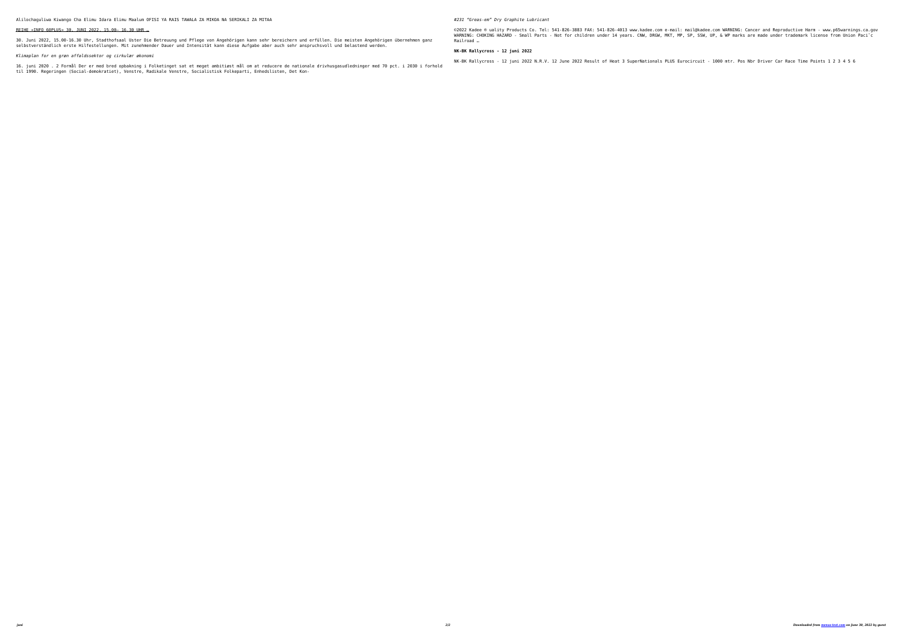Alilochaguliwa Kiwango Cha Elimu Idara Elimu Maalum OFISI YA RAIS TAWALA ZA MIKOA NA SERIKALI ZA MITAA

REIHE «INFO 60PLUS» 30. JUNI 2022, 15.00– 16.30 UHR …

30. Juni 2022, 15.00-16.30 Uhr, Stadthofsaal Uster Die Betreuung und Pflege von Angehörigen kann sehr bereichern und erfüllen. Die meisten Angehörigen übernehmen ganz selbstverständlich erste Hilfestellungen. Mit zunehmender Dauer und Intensität kann diese Aufgabe aber auch sehr anspruchsvoll und belastend werden.

*Klimaplan for en grøn affaldssektor og cirkulær økonomi*

16. juni 2020 . 2 Formål Der er med bred opbakning i Folketinget sat et meget ambitiøst mål om at reducere de nationale drivhusgasudledninger med 70 pct. i 2030 i forhold til 1990. Regeringen (Social-demokratiet), Venstre, Radikale Venstre, Socialistisk Folkeparti, Enhedslisten, Det Kon-

*#231 "Greas-em" Dry Graphite Lubricant*

©2022 Kadee ® uality Products Co. Tel: 541-826-3883 FAX: 541-826-4013 www.kadee.com e-mail: mail@kadee.com WARNING: Cancer and Reproductive Harm - www.p65warnings.ca.gov WARNING: CHOKING HAZARD - Small Parts - Not for children under 14 years. CNW, DRGW, MKT, MP, SP, SSW, UP, & WP marks are made under trademark license from Union Paci˜c Railroad …

**NK-BK Rallycross - 12 juni 2022**

NK-BK Rallycross - 12 juni 2022 N.R.V. 12 June 2022 Result of Heat 3 SuperNationals PLUS Eurocircuit - 1000 mtr. Pos Nbr Driver Car Race Time Points 1 2 3 4 5 6